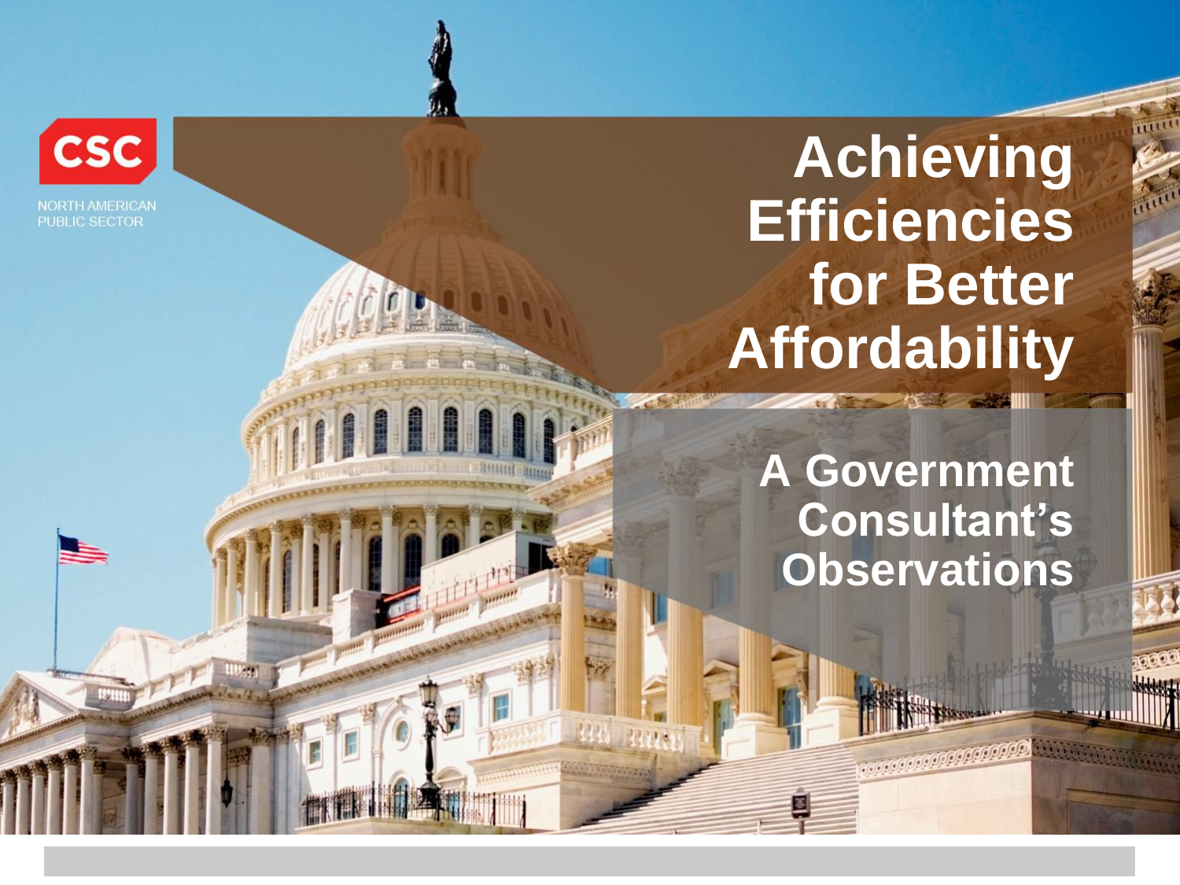CSC

NORTH AMERICAN PUBLIC SECTOR

# Achieving Efficiencies for Better Affordability

## A Government Consultant's Observations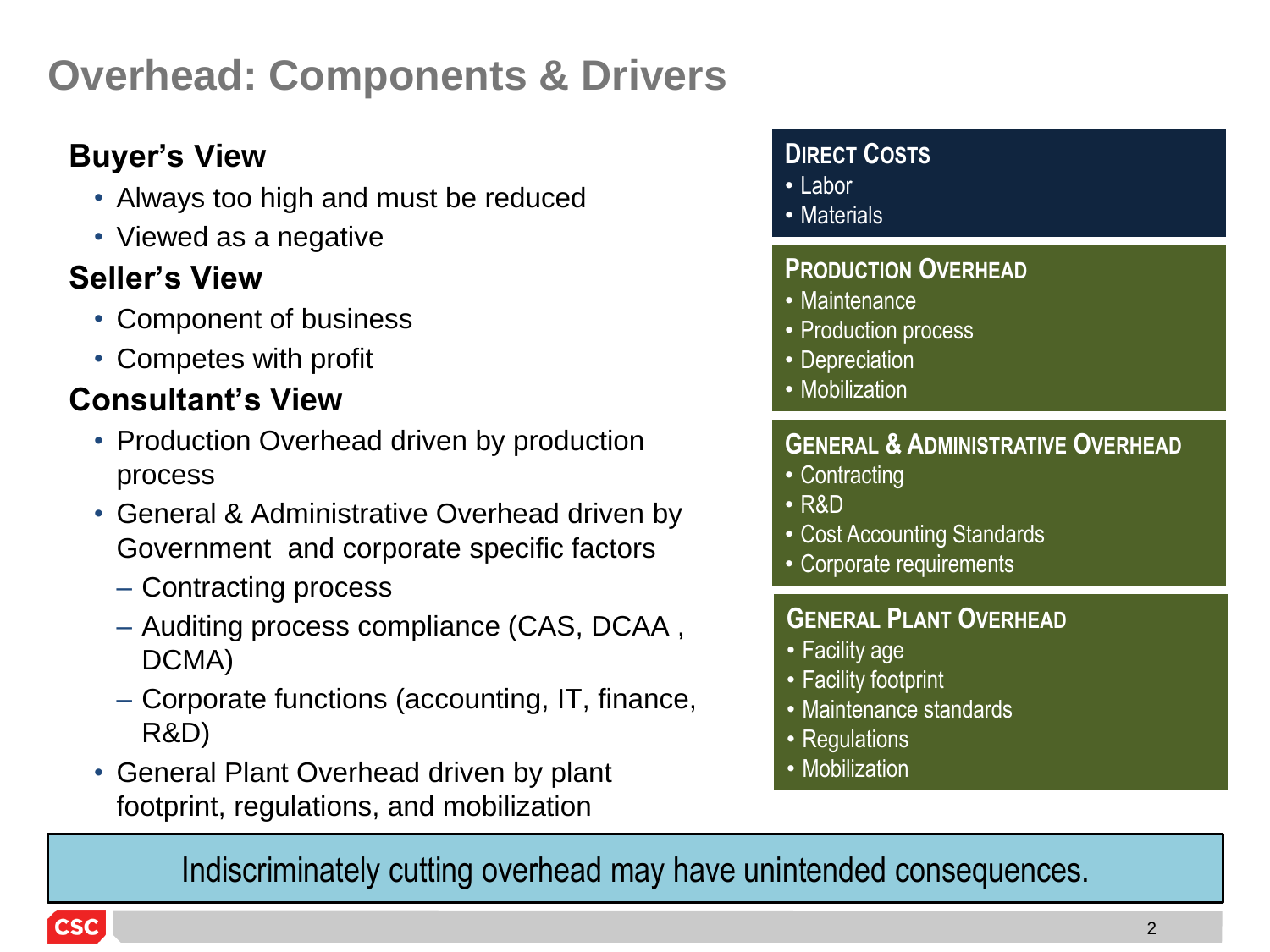# Overhead: Components & Drivers

### Buyer's View

- Always too high and must be reduced
- Viewed as a negative

### Seller's View

- Component of business
- Competes with profit

### Consultant's View

- Production Overhead driven by production process
- General & Administrative Overhead driven by Government and corporate specific factors
  - Contracting process
  - Auditing process compliance (CAS, DCAA , DCMA)
  - Corporate functions (accounting, IT, finance, R&D)
- General Plant Overhead driven by plant footprint, regulations, and mobilization

**Direct Costs**

- Labor
- Materials

**Production Overhead**

- Maintenance
- Production process
- Depreciation
- Mobilization

**General & Administrative Overhead**

- Contracting
- R&D
- Cost Accounting Standards
- Corporate requirements

**General Plant Overhead**

- Facility age
- Facility footprint
- Maintenance standards
- Regulations
- Mobilization

Indiscriminately cutting overhead may have unintended consequences.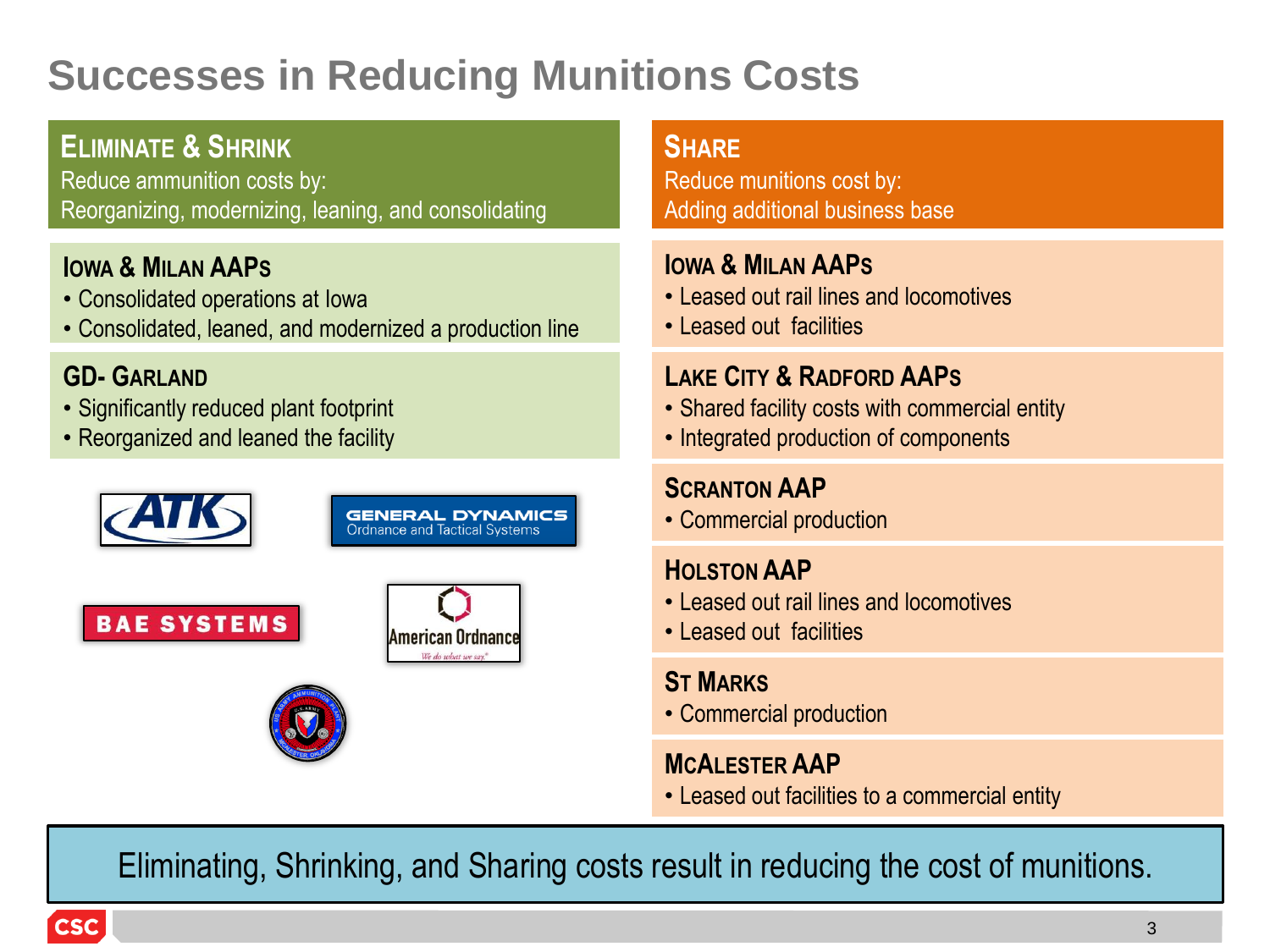# Successes in Reducing Munitions Costs

## Eliminate & Shrink

Reduce ammunition costs by:
Reorganizing, modernizing, leaning, and consolidating

### Iowa & Milan AAPs

- Consolidated operations at Iowa
- Consolidated, leaned, and modernized a production line

### GD- Garland

- Significantly reduced plant footprint
- Reorganized and leaned the facility

## Share

Reduce munitions cost by:
Adding additional business base

### Iowa & Milan AAPs

- Leased out rail lines and locomotives
- Leased out facilities

### Lake City & Radford AAPs

- Shared facility costs with commercial entity
- Integrated production of components

### Scranton AAP

- Commercial production

### Holston AAP

- Leased out rail lines and locomotives
- Leased out facilities

### St Marks

- Commercial production

### McAlester AAP

- Leased out facilities to a commercial entity

Eliminating, Shrinking, and Sharing costs result in reducing the cost of munitions.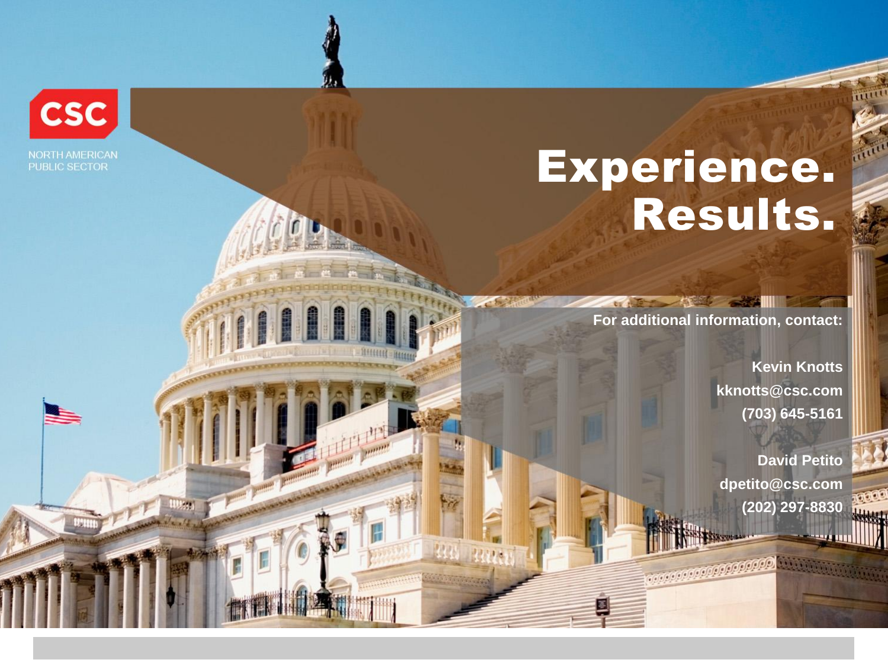CSC

NORTH AMERICAN PUBLIC SECTOR

# Experience. Results.

**For additional information, contact:**

**Kevin Knotts**
**kknotts@csc.com**
**(703) 645-5161**

**David Petito**
**dpetito@csc.com**
**(202) 297-8830**